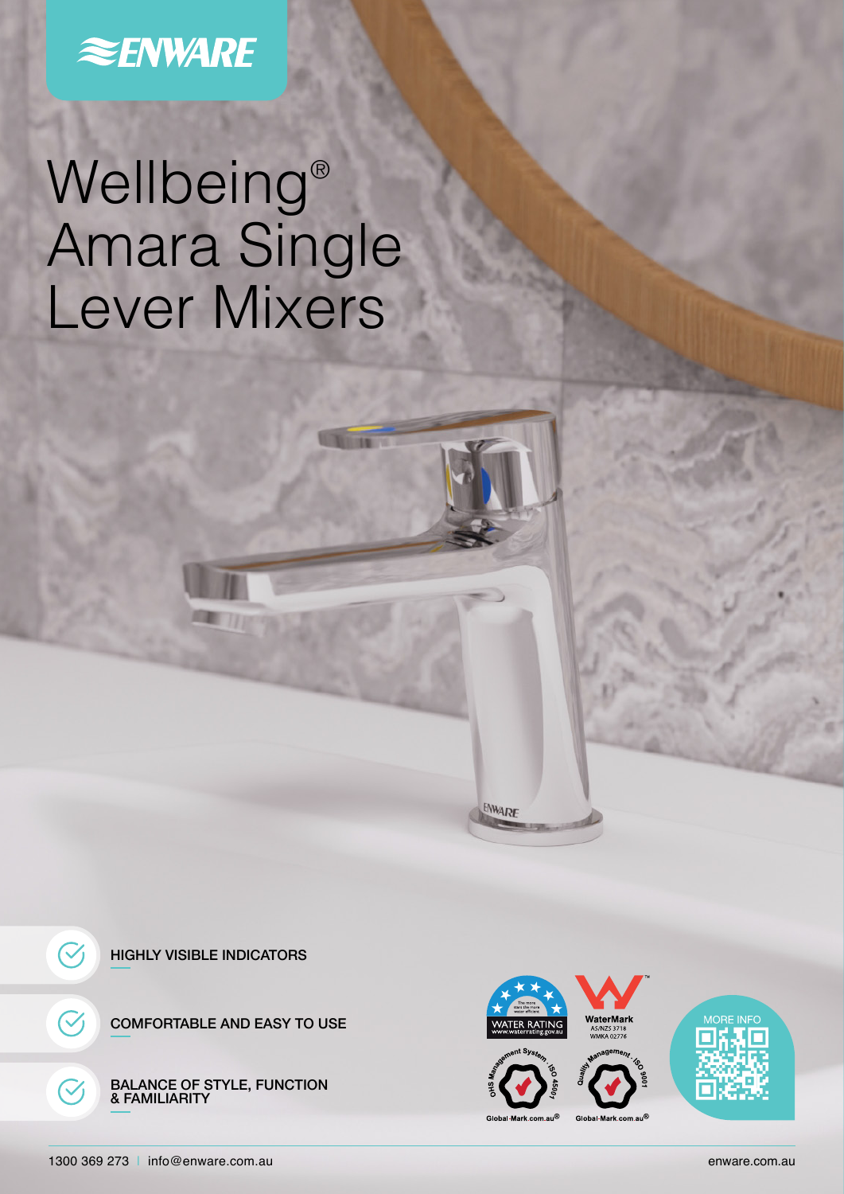ENWARE

# Wellbeing® Amara Single Lever Mixers

- HIGHLY VISIBLE INDICATORS
- COMFORTABLE AND EASY TO USE
- BALANCE OF STYLE, FUNCTION & FAMILIARITY

WATER RATING www.waterrating.gov.au

WaterMark AS/NZS 3718 WMKA 02776

OHS Management System - ISO 45001 Global-Mark.com.au®

Quality Management - ISO 9001 Global-Mark.com.au®

MORE INFO

1300 369 273 | info@enware.com.au

enware.com.au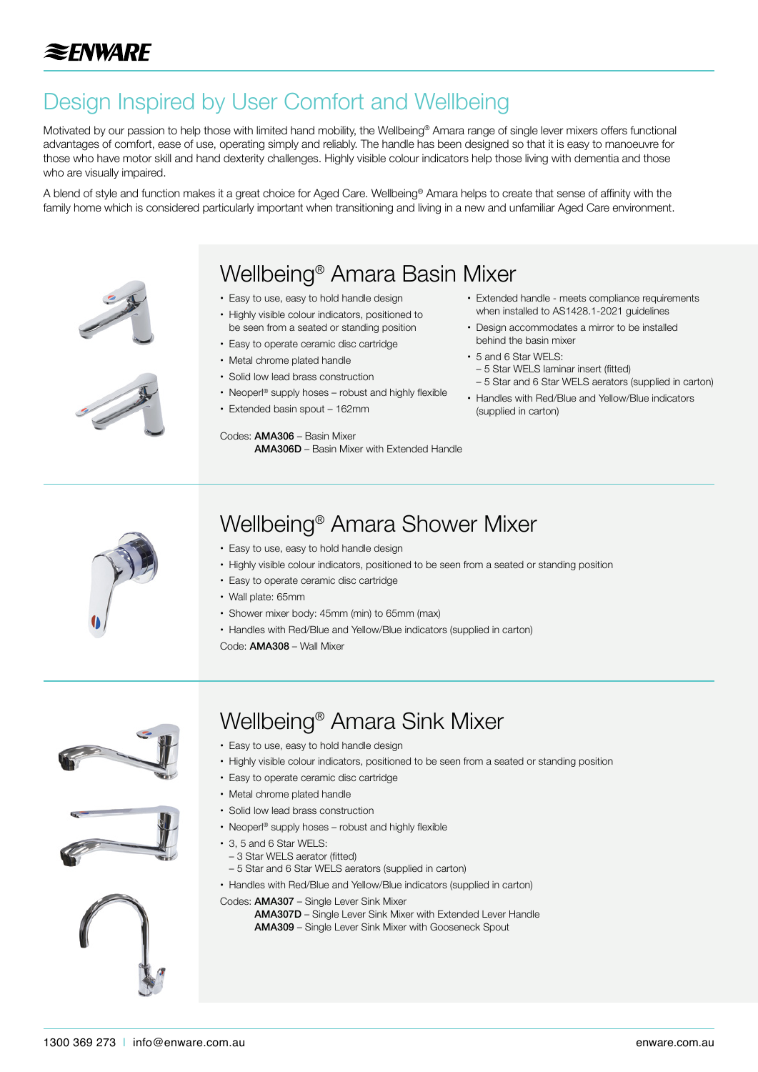# Design Inspired by User Comfort and Wellbeing

Motivated by our passion to help those with limited hand mobility, the Wellbeing® Amara range of single lever mixers offers functional advantages of comfort, ease of use, operating simply and reliably. The handle has been designed so that it is easy to manoeuvre for those who have motor skill and hand dexterity challenges. Highly visible colour indicators help those living with dementia and those who are visually impaired.

A blend of style and function makes it a great choice for Aged Care. Wellbeing® Amara helps to create that sense of affinity with the family home which is considered particularly important when transitioning and living in a new and unfamiliar Aged Care environment.

## Wellbeing® Amara Basin Mixer

- Easy to use, easy to hold handle design
- Highly visible colour indicators, positioned to be seen from a seated or standing position
- Easy to operate ceramic disc cartridge
- Metal chrome plated handle
- Solid low lead brass construction
- Neoperl® supply hoses – robust and highly flexible
- Extended basin spout – 162mm
- Extended handle - meets compliance requirements when installed to AS1428.1-2021 guidelines
- Design accommodates a mirror to be installed behind the basin mixer
- 5 and 6 Star WELS:
  - 5 Star WELS laminar insert (fitted)
  - 5 Star and 6 Star WELS aerators (supplied in carton)
- Handles with Red/Blue and Yellow/Blue indicators (supplied in carton)

Codes: **AMA306** – Basin Mixer
**AMA306D** – Basin Mixer with Extended Handle

## Wellbeing® Amara Shower Mixer

- Easy to use, easy to hold handle design
- Highly visible colour indicators, positioned to be seen from a seated or standing position
- Easy to operate ceramic disc cartridge
- Wall plate: 65mm
- Shower mixer body: 45mm (min) to 65mm (max)
- Handles with Red/Blue and Yellow/Blue indicators (supplied in carton)

Code: **AMA308** – Wall Mixer

## Wellbeing® Amara Sink Mixer

- Easy to use, easy to hold handle design
- Highly visible colour indicators, positioned to be seen from a seated or standing position
- Easy to operate ceramic disc cartridge
- Metal chrome plated handle
- Solid low lead brass construction
- Neoperl® supply hoses – robust and highly flexible
- 3, 5 and 6 Star WELS:
  - 3 Star WELS aerator (fitted)
  - 5 Star and 6 Star WELS aerators (supplied in carton)
- Handles with Red/Blue and Yellow/Blue indicators (supplied in carton)

Codes: **AMA307** – Single Lever Sink Mixer
**AMA307D** – Single Lever Sink Mixer with Extended Lever Handle
**AMA309** – Single Lever Sink Mixer with Gooseneck Spout

1300 369 273 | info@enware.com.au

enware.com.au